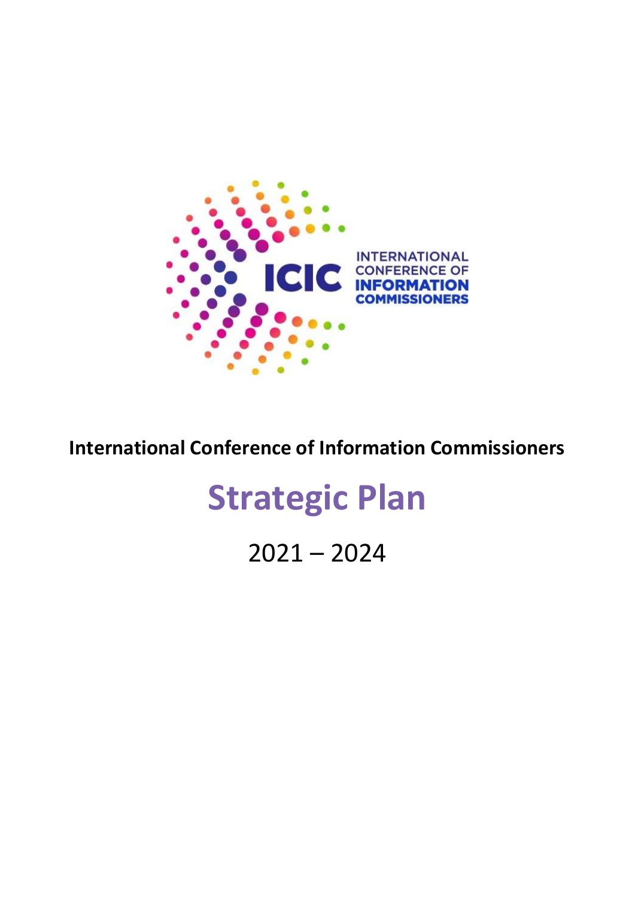**International Conference of Information Commissioners**

# Strategic Plan

2021 – 2024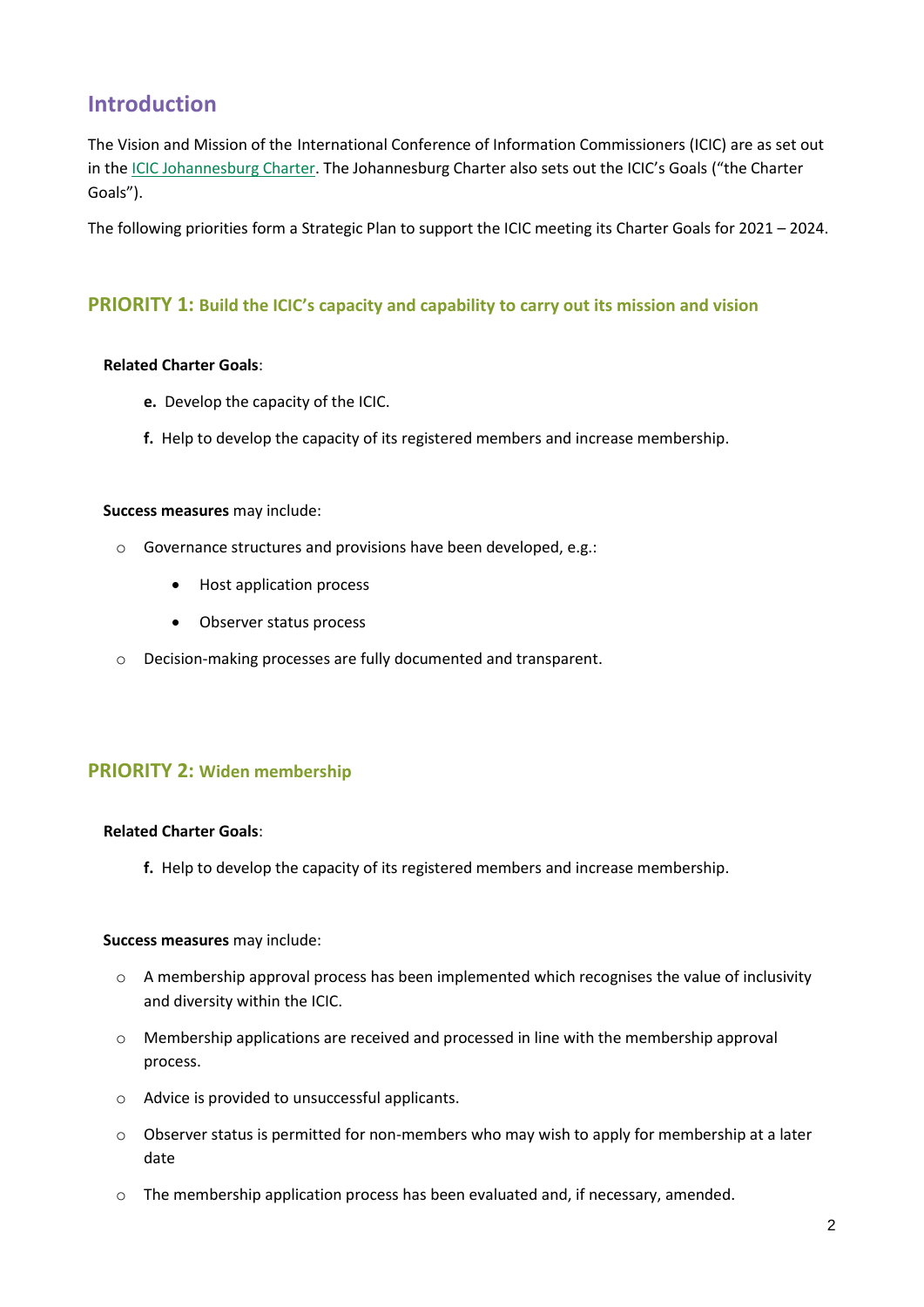## Introduction

The Vision and Mission of the International Conference of Information Commissioners (ICIC) are as set out in the [ICIC Johannesburg Charter](). The Johannesburg Charter also sets out the ICIC's Goals ("the Charter Goals").

The following priorities form a Strategic Plan to support the ICIC meeting its Charter Goals for 2021 – 2024.

### PRIORITY 1: Build the ICIC's capacity and capability to carry out its mission and vision

**Related Charter Goals**:

- **e.** Develop the capacity of the ICIC.
- **f.** Help to develop the capacity of its registered members and increase membership.

**Success measures** may include:

- Governance structures and provisions have been developed, e.g.:
  - Host application process
  - Observer status process
- Decision-making processes are fully documented and transparent.

### PRIORITY 2: Widen membership

**Related Charter Goals**:

- **f.** Help to develop the capacity of its registered members and increase membership.

**Success measures** may include:

- A membership approval process has been implemented which recognises the value of inclusivity and diversity within the ICIC.
- Membership applications are received and processed in line with the membership approval process.
- Advice is provided to unsuccessful applicants.
- Observer status is permitted for non-members who may wish to apply for membership at a later date
- The membership application process has been evaluated and, if necessary, amended.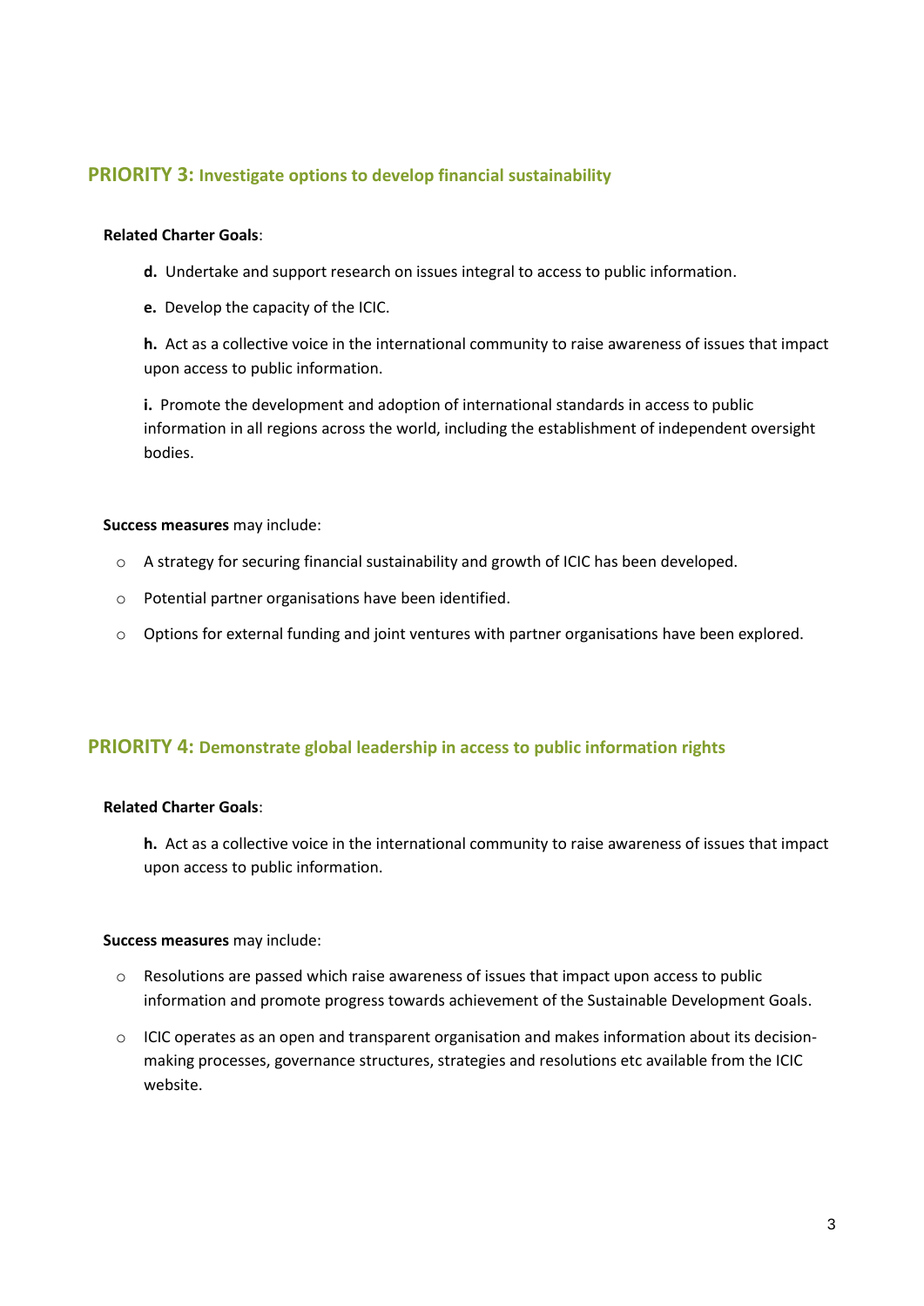## PRIORITY 3: Investigate options to develop financial sustainability

**Related Charter Goals**:

**d.** Undertake and support research on issues integral to access to public information.

**e.** Develop the capacity of the ICIC.

**h.** Act as a collective voice in the international community to raise awareness of issues that impact upon access to public information.

**i.** Promote the development and adoption of international standards in access to public information in all regions across the world, including the establishment of independent oversight bodies.

**Success measures** may include:

- A strategy for securing financial sustainability and growth of ICIC has been developed.
- Potential partner organisations have been identified.
- Options for external funding and joint ventures with partner organisations have been explored.

## PRIORITY 4: Demonstrate global leadership in access to public information rights

**Related Charter Goals**:

**h.** Act as a collective voice in the international community to raise awareness of issues that impact upon access to public information.

**Success measures** may include:

- Resolutions are passed which raise awareness of issues that impact upon access to public information and promote progress towards achievement of the Sustainable Development Goals.
- ICIC operates as an open and transparent organisation and makes information about its decision-making processes, governance structures, strategies and resolutions etc available from the ICIC website.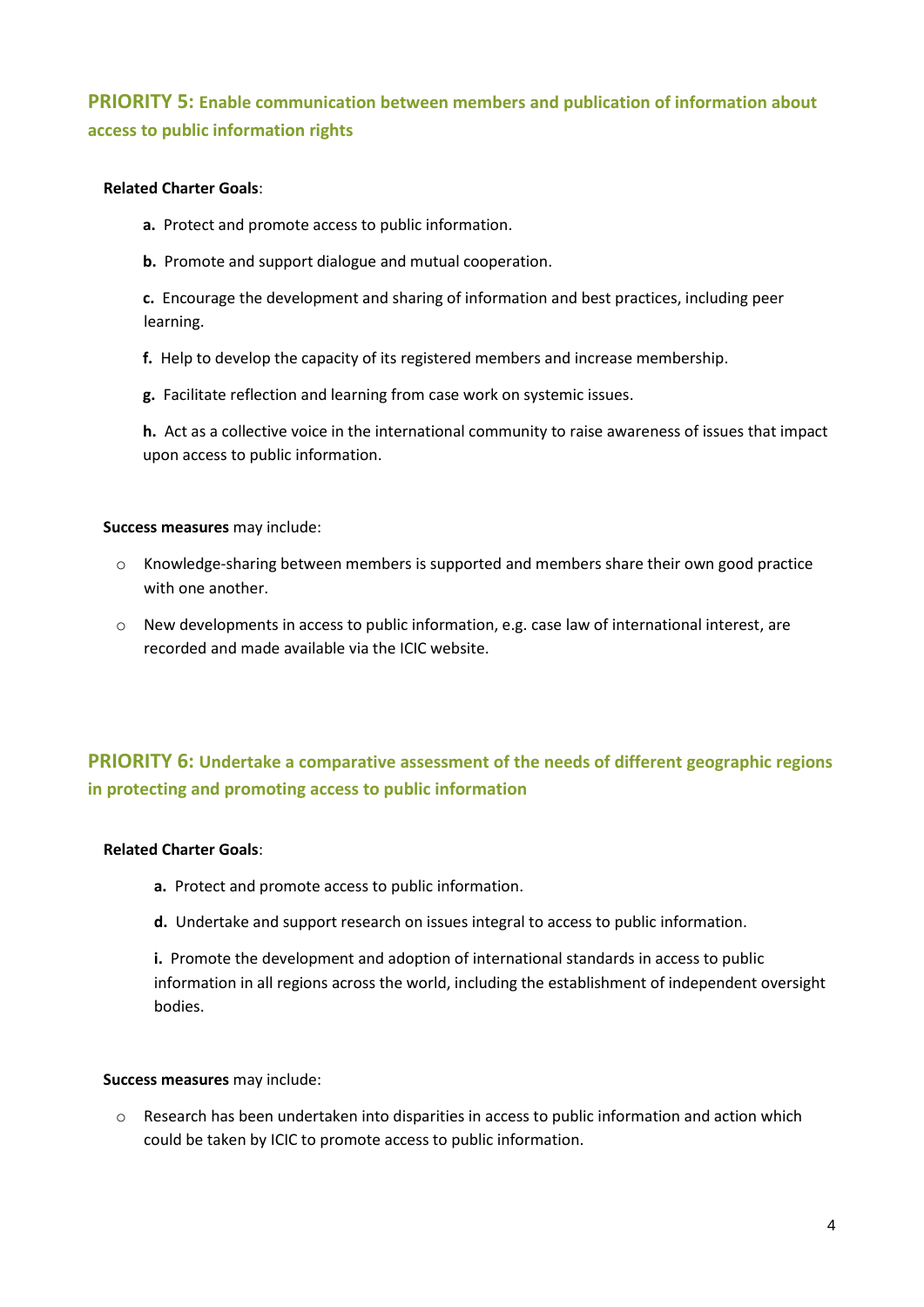## **PRIORITY 5:** Enable communication between members and publication of information about access to public information rights

**Related Charter Goals**:

**a.** Protect and promote access to public information.

**b.** Promote and support dialogue and mutual cooperation.

**c.** Encourage the development and sharing of information and best practices, including peer learning.

**f.** Help to develop the capacity of its registered members and increase membership.

**g.** Facilitate reflection and learning from case work on systemic issues.

**h.** Act as a collective voice in the international community to raise awareness of issues that impact upon access to public information.

**Success measures** may include:

- Knowledge-sharing between members is supported and members share their own good practice with one another.
- New developments in access to public information, e.g. case law of international interest, are recorded and made available via the ICIC website.

## **PRIORITY 6:** Undertake a comparative assessment of the needs of different geographic regions in protecting and promoting access to public information

**Related Charter Goals**:

**a.** Protect and promote access to public information.

**d.** Undertake and support research on issues integral to access to public information.

**i.** Promote the development and adoption of international standards in access to public information in all regions across the world, including the establishment of independent oversight bodies.

**Success measures** may include:

- Research has been undertaken into disparities in access to public information and action which could be taken by ICIC to promote access to public information.